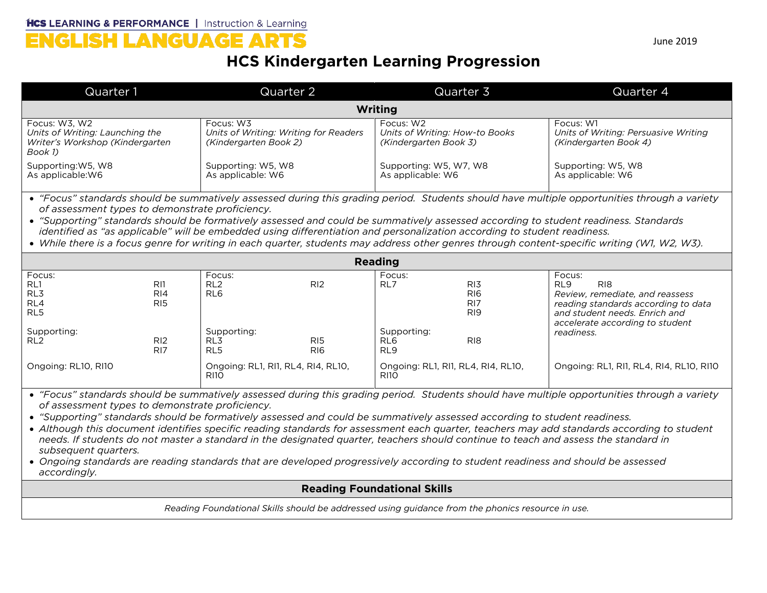HCS LEARNING & PERFORMANCE | Instruction & Learning

# ENGLISH LANGUAGE ARTS

June 2019

## HCS Kindergarten Learning Progression

| Quarter 1 | Quarter 2 | Quarter 3 | Quarter 4 |
|---|---|---|---|
| **Writing** | | | |
| Focus: W3, W2<br>*Units of Writing: Launching the Writer's Workshop (Kindergarten Book 1)*<br><br>Supporting:W5, W8<br>As applicable:W6 | Focus: W3<br>*Units of Writing: Writing for Readers (Kindergarten Book 2)*<br><br>Supporting: W5, W8<br>As applicable: W6 | Focus: W2<br>*Units of Writing: How-to Books (Kindergarten Book 3)*<br><br>Supporting: W5, W7, W8<br>As applicable: W6 | Focus: W1<br>*Units of Writing: Persuasive Writing (Kindergarten Book 4)*<br><br>Supporting: W5, W8<br>As applicable: W6 |

- *"Focus" standards should be summatively assessed during this grading period. Students should have multiple opportunities through a variety of assessment types to demonstrate proficiency.*
- *"Supporting" standards should be formatively assessed and could be summatively assessed according to student readiness. Standards identified as "as applicable" will be embedded using differentiation and personalization according to student readiness.*
- *While there is a focus genre for writing in each quarter, students may address other genres through content-specific writing (W1, W2, W3).*

| Quarter 1 | Quarter 2 | Quarter 3 | Quarter 4 |
|---|---|---|---|
| **Reading** | | | |
| Focus:<br>RL1 RI1<br>RL3 RI4<br>RL4 RI5<br>RL5<br><br>Supporting:<br>RL2 RI2<br>RI7<br><br>Ongoing: RL10, RI10 | Focus:<br>RL2 RI2<br>RL6<br><br>Supporting:<br>RL3 RI5<br>RL5 RI6<br><br>Ongoing: RL1, RI1, RL4, RI4, RL10, RI10 | Focus:<br>RL7 RI3<br>RI6<br>RI7<br>RI9<br><br>Supporting:<br>RL6 RI8<br>RL9<br><br>Ongoing: RL1, RI1, RL4, RI4, RL10, RI10 | Focus:<br>RL9 RI8<br>*Review, remediate, and reassess reading standards according to data and student needs. Enrich and accelerate according to student readiness.*<br><br>Ongoing: RL1, RI1, RL4, RI4, RL10, RI10 |

- *"Focus" standards should be summatively assessed during this grading period. Students should have multiple opportunities through a variety of assessment types to demonstrate proficiency.*
- *"Supporting" standards should be formatively assessed and could be summatively assessed according to student readiness.*
- *Although this document identifies specific reading standards for assessment each quarter, teachers may add standards according to student needs. If students do not master a standard in the designated quarter, teachers should continue to teach and assess the standard in subsequent quarters.*
- *Ongoing standards are reading standards that are developed progressively according to student readiness and should be assessed accordingly.*

### Reading Foundational Skills

*Reading Foundational Skills should be addressed using guidance from the phonics resource in use.*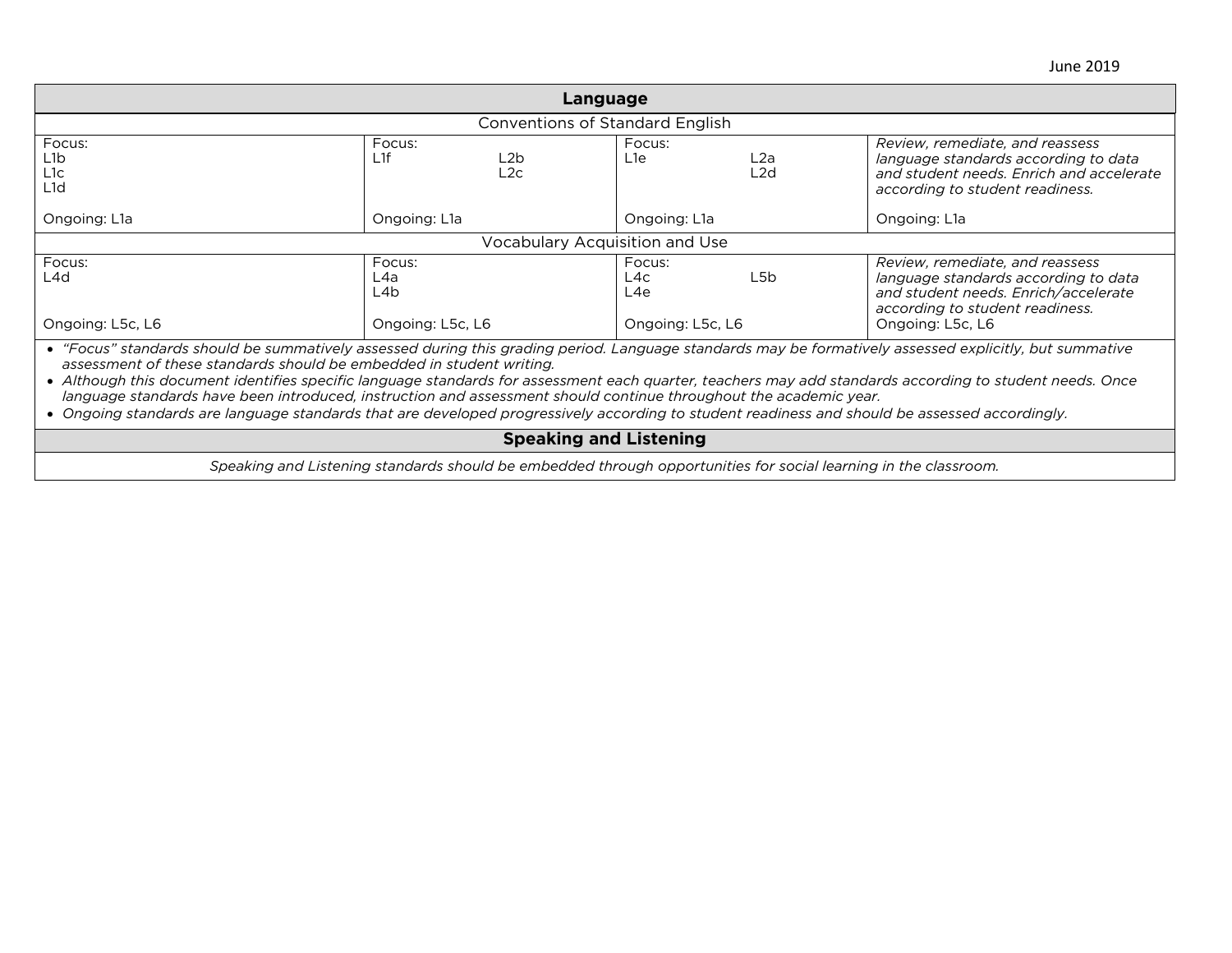| Language | | | |
|---|---|---|---|
| Conventions of Standard English | | | |
| Focus:<br>L1b<br>L1c<br>L1d<br><br>Ongoing: L1a | Focus:<br>L1f L2b<br>L2c<br><br>Ongoing: L1a | Focus:<br>L1e L2a<br>L2d<br><br>Ongoing: L1a | *Review, remediate, and reassess language standards according to data and student needs. Enrich and accelerate according to student readiness.*<br><br>Ongoing: L1a |
| Vocabulary Acquisition and Use | | | |
| Focus:<br>L4d<br><br>Ongoing: L5c, L6 | Focus:<br>L4a<br>L4b<br><br>Ongoing: L5c, L6 | Focus:<br>L4c L5b<br>L4e<br><br>Ongoing: L5c, L6 | *Review, remediate, and reassess language standards according to data and student needs. Enrich/accelerate according to student readiness.*<br>Ongoing: L5c, L6 |

- *"Focus" standards should be summatively assessed during this grading period. Language standards may be formatively assessed explicitly, but summative assessment of these standards should be embedded in student writing.*
- *Although this document identifies specific language standards for assessment each quarter, teachers may add standards according to student needs. Once language standards have been introduced, instruction and assessment should continue throughout the academic year.*
- *Ongoing standards are language standards that are developed progressively according to student readiness and should be assessed accordingly.*

## Speaking and Listening

*Speaking and Listening standards should be embedded through opportunities for social learning in the classroom.*